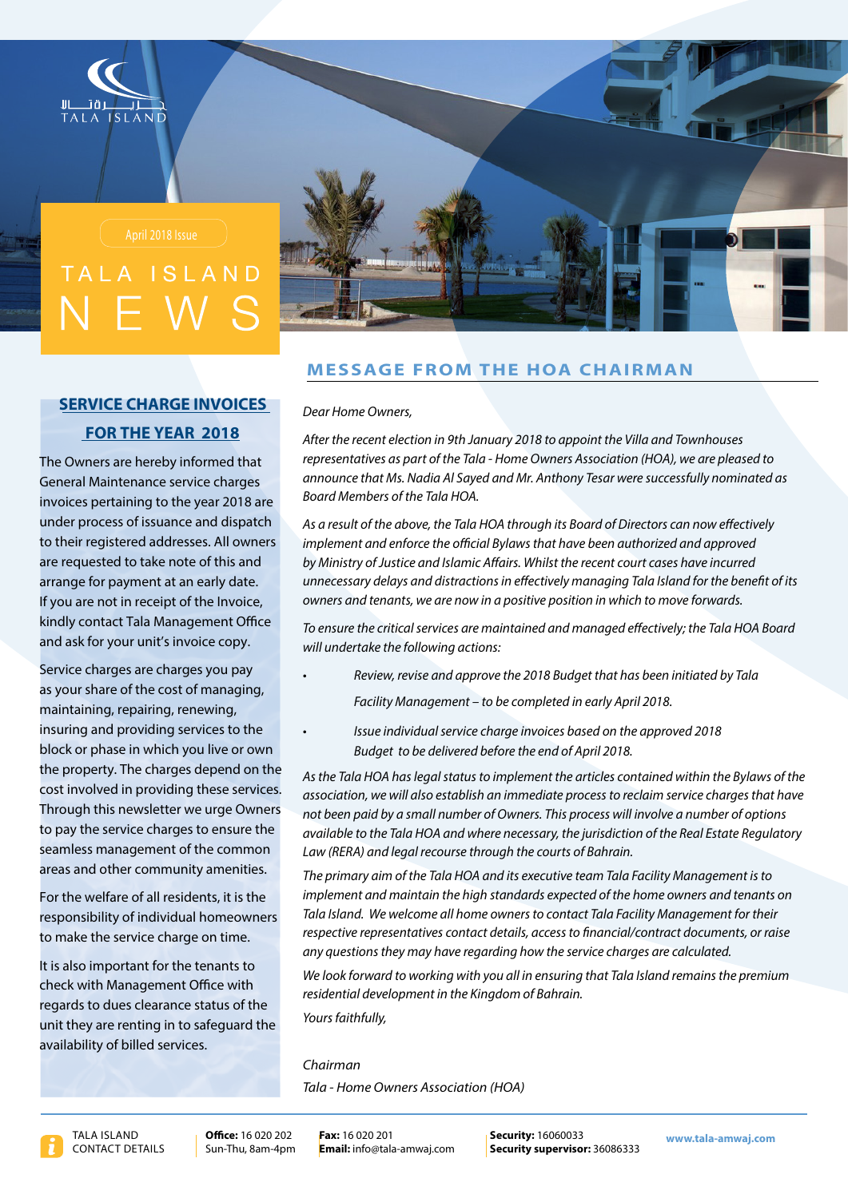TALA ISLAND

April 2018 Issue

# TALA ISLAND NEWS

## SERVICE CHARGE INVOICES FOR THE YEAR 2018

The Owners are hereby informed that General Maintenance service charges invoices pertaining to the year 2018 are under process of issuance and dispatch to their registered addresses. All owners are requested to take note of this and arrange for payment at an early date. If you are not in receipt of the Invoice, kindly contact Tala Management Office and ask for your unit's invoice copy.

Service charges are charges you pay as your share of the cost of managing, maintaining, repairing, renewing, insuring and providing services to the block or phase in which you live or own the property. The charges depend on the cost involved in providing these services. Through this newsletter we urge Owners to pay the service charges to ensure the seamless management of the common areas and other community amenities.

For the welfare of all residents, it is the responsibility of individual homeowners to make the service charge on time.

It is also important for the tenants to check with Management Office with regards to dues clearance status of the unit they are renting in to safeguard the availability of billed services.

## MESSAGE FROM THE HOA CHAIRMAN

*Dear Home Owners,*

*After the recent election in 9th January 2018 to appoint the Villa and Townhouses representatives as part of the Tala - Home Owners Association (HOA), we are pleased to announce that Ms. Nadia Al Sayed and Mr. Anthony Tesar were successfully nominated as Board Members of the Tala HOA.*

*As a result of the above, the Tala HOA through its Board of Directors can now effectively implement and enforce the official Bylaws that have been authorized and approved by Ministry of Justice and Islamic Affairs. Whilst the recent court cases have incurred unnecessary delays and distractions in effectively managing Tala Island for the benefit of its owners and tenants, we are now in a positive position in which to move forwards.*

*To ensure the critical services are maintained and managed effectively; the Tala HOA Board will undertake the following actions:*

- *Review, revise and approve the 2018 Budget that has been initiated by Tala Facility Management – to be completed in early April 2018.*
- *Issue individual service charge invoices based on the approved 2018 Budget to be delivered before the end of April 2018.*

*As the Tala HOA has legal status to implement the articles contained within the Bylaws of the association, we will also establish an immediate process to reclaim service charges that have not been paid by a small number of Owners. This process will involve a number of options available to the Tala HOA and where necessary, the jurisdiction of the Real Estate Regulatory Law (RERA) and legal recourse through the courts of Bahrain.*

*The primary aim of the Tala HOA and its executive team Tala Facility Management is to implement and maintain the high standards expected of the home owners and tenants on Tala Island. We welcome all home owners to contact Tala Facility Management for their respective representatives contact details, access to financial/contract documents, or raise any questions they may have regarding how the service charges are calculated.*

*We look forward to working with you all in ensuring that Tala Island remains the premium residential development in the Kingdom of Bahrain.*

*Yours faithfully,*

*Chairman*

*Tala - Home Owners Association (HOA)*

TALA ISLAND CONTACT DETAILS

**Office:** 16 020 202
Sun-Thu, 8am-4pm

**Fax:** 16 020 201
**Email:** info@tala-amwaj.com

**Security:** 16060033
**Security supervisor:** 36086333

www.tala-amwaj.com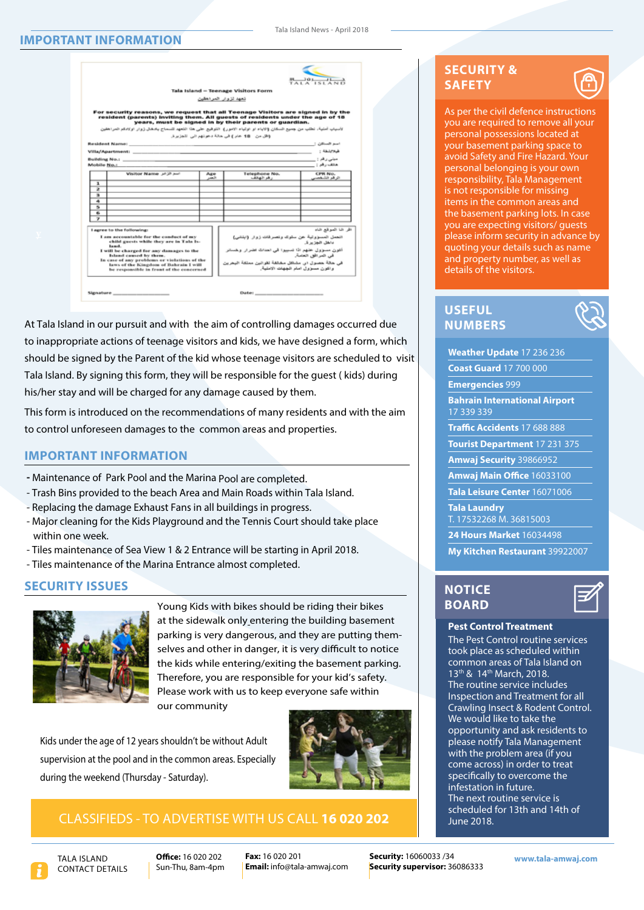## IMPORTANT INFORMATION

At Tala Island in our pursuit and with the aim of controlling damages occurred due to inappropriate actions of teenage visitors and kids, we have designed a form, which should be signed by the Parent of the kid whose teenage visitors are scheduled to visit Tala Island. By signing this form, they will be responsible for the guest ( kids) during his/her stay and will be charged for any damage caused by them.

This form is introduced on the recommendations of many residents and with the aim to control unforeseen damages to the common areas and properties.

## IMPORTANT INFORMATION

- Maintenance of Park Pool and the Marina Pool are completed.
- Trash Bins provided to the beach Area and Main Roads within Tala Island.
- Replacing the damage Exhaust Fans in all buildings in progress.
- Major cleaning for the Kids Playground and the Tennis Court should take place within one week.
- Tiles maintenance of Sea View 1 & 2 Entrance will be starting in April 2018.
- Tiles maintenance of the Marina Entrance almost completed.

## SECURITY ISSUES

Young Kids with bikes should be riding their bikes at the sidewalk only entering the building basement parking is very dangerous, and they are putting themselves and other in danger, it is very difficult to notice the kids while entering/exiting the basement parking. Therefore, you are responsible for your kid's safety. Please work with us to keep everyone safe within our community

Kids under the age of 12 years shouldn't be without Adult supervision at the pool and in the common areas. Especially during the weekend (Thursday - Saturday).

CLASSIFIEDS - TO ADVERTISE WITH US CALL **16 020 202**

## SECURITY & SAFETY

As per the civil defence instructions you are required to remove all your personal possessions located at your basement parking space to avoid Safety and Fire Hazard. Your personal belonging is your own responsibility, Tala Management is not responsible for missing items in the common areas and the basement parking lots. In case you are expecting visitors/ guests please inform security in advance by quoting your details such as name and property number, as well as details of the visitors.

## USEFUL NUMBERS

- **Weather Update** 17 236 236
- **Coast Guard** 17 700 000
- **Emergencies** 999
- **Bahrain International Airport** 17 339 339
- **Traffic Accidents** 17 688 888
- **Tourist Department** 17 231 375
- **Amwaj Security** 39866952
- **Amwaj Main Office** 16033100
- **Tala Leisure Center** 16071006
- **Tala Laundry** T. 17532268 M. 36815003
- **24 Hours Market** 16034498
- **My Kitchen Restaurant** 39922007

## NOTICE BOARD

**Pest Control Treatment**

The Pest Control routine services took place as scheduled within common areas of Tala Island on 13th & 14th March, 2018.

The routine service includes Inspection and Treatment for all Crawling Insect & Rodent Control. We would like to take the opportunity and ask residents to please notify Tala Management with the problem area (if you come across) in order to treat specifically to overcome the infestation in future.

The next routine service is scheduled for 13th and 14th of June 2018.

TALA ISLAND CONTACT DETAILS

**Office:** 16 020 202
Sun-Thu, 8am-4pm

**Fax:** 16 020 201
**Email:** info@tala-amwaj.com

**Security:** 16060033 /34
**Security supervisor:** 36086333

**www.tala-amwaj.com**